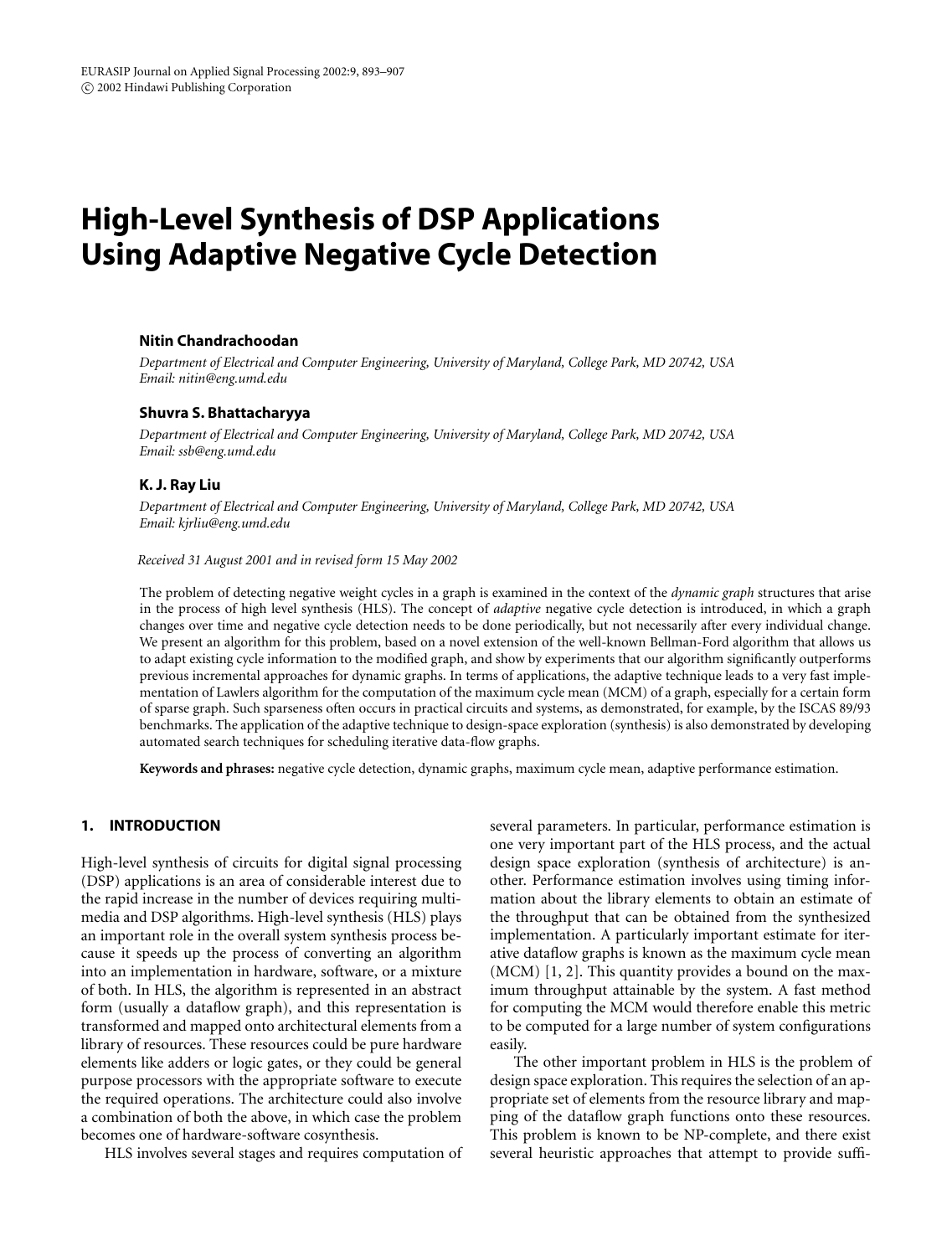# High-Level Synthesis of DSP Applications Using Adaptive Negative Cycle Detection

**Nitin Chandrachoodan**

*Department of Electrical and Computer Engineering, University of Maryland, College Park, MD 20742, USA*
*Email: nitin@eng.umd.edu*

**Shuvra S. Bhattacharyya**

*Department of Electrical and Computer Engineering, University of Maryland, College Park, MD 20742, USA*
*Email: ssb@eng.umd.edu*

**K. J. Ray Liu**

*Department of Electrical and Computer Engineering, University of Maryland, College Park, MD 20742, USA*
*Email: kjrliu@eng.umd.edu*

*Received 31 August 2001 and in revised form 15 May 2002*

The problem of detecting negative weight cycles in a graph is examined in the context of the *dynamic graph* structures that arise in the process of high level synthesis (HLS). The concept of *adaptive* negative cycle detection is introduced, in which a graph changes over time and negative cycle detection needs to be done periodically, but not necessarily after every individual change. We present an algorithm for this problem, based on a novel extension of the well-known Bellman-Ford algorithm that allows us to adapt existing cycle information to the modified graph, and show by experiments that our algorithm significantly outperforms previous incremental approaches for dynamic graphs. In terms of applications, the adaptive technique leads to a very fast implementation of Lawlers algorithm for the computation of the maximum cycle mean (MCM) of a graph, especially for a certain form of sparse graph. Such sparseness often occurs in practical circuits and systems, as demonstrated, for example, by the ISCAS 89/93 benchmarks. The application of the adaptive technique to design-space exploration (synthesis) is also demonstrated by developing automated search techniques for scheduling iterative data-flow graphs.

**Keywords and phrases:** negative cycle detection, dynamic graphs, maximum cycle mean, adaptive performance estimation.

## 1. INTRODUCTION

High-level synthesis of circuits for digital signal processing (DSP) applications is an area of considerable interest due to the rapid increase in the number of devices requiring multimedia and DSP algorithms. High-level synthesis (HLS) plays an important role in the overall system synthesis process because it speeds up the process of converting an algorithm into an implementation in hardware, software, or a mixture of both. In HLS, the algorithm is represented in an abstract form (usually a dataflow graph), and this representation is transformed and mapped onto architectural elements from a library of resources. These resources could be pure hardware elements like adders or logic gates, or they could be general purpose processors with the appropriate software to execute the required operations. The architecture could also involve a combination of both the above, in which case the problem becomes one of hardware-software cosynthesis.

HLS involves several stages and requires computation of several parameters. In particular, performance estimation is one very important part of the HLS process, and the actual design space exploration (synthesis of architecture) is another. Performance estimation involves using timing information about the library elements to obtain an estimate of the throughput that can be obtained from the synthesized implementation. A particularly important estimate for iterative dataflow graphs is known as the maximum cycle mean (MCM) [1, 2]. This quantity provides a bound on the maximum throughput attainable by the system. A fast method for computing the MCM would therefore enable this metric to be computed for a large number of system configurations easily.

The other important problem in HLS is the problem of design space exploration. This requires the selection of an appropriate set of elements from the resource library and mapping of the dataflow graph functions onto these resources. This problem is known to be NP-complete, and there exist several heuristic approaches that attempt to provide suffi-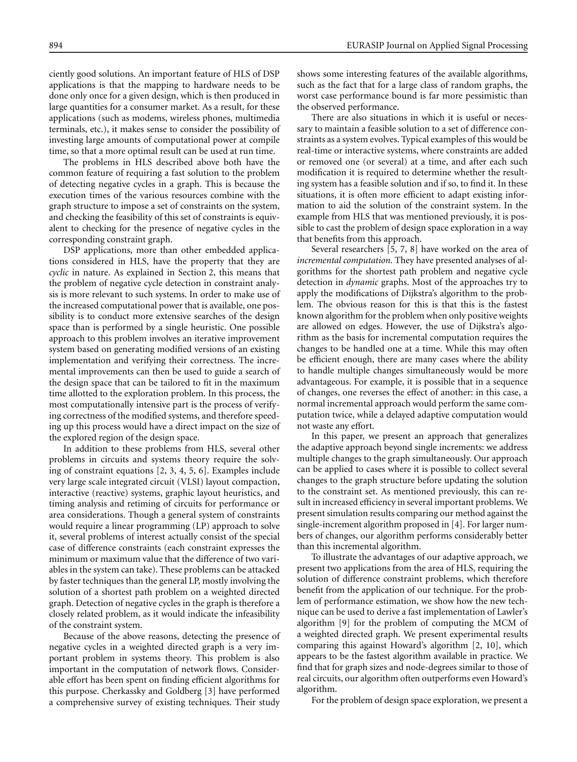ciently good solutions. An important feature of HLS of DSP applications is that the mapping to hardware needs to be done only once for a given design, which is then produced in large quantities for a consumer market. As a result, for these applications (such as modems, wireless phones, multimedia terminals, etc.), it makes sense to consider the possibility of investing large amounts of computational power at compile time, so that a more optimal result can be used at run time.

The problems in HLS described above both have the common feature of requiring a fast solution to the problem of detecting negative cycles in a graph. This is because the execution times of the various resources combine with the graph structure to impose a set of constraints on the system, and checking the feasibility of this set of constraints is equivalent to checking for the presence of negative cycles in the corresponding constraint graph.

DSP applications, more than other embedded applications considered in HLS, have the property that they are *cyclic* in nature. As explained in Section 2, this means that the problem of negative cycle detection in constraint analysis is more relevant to such systems. In order to make use of the increased computational power that is available, one possibility is to conduct more extensive searches of the design space than is performed by a single heuristic. One possible approach to this problem involves an iterative improvement system based on generating modified versions of an existing implementation and verifying their correctness. The incremental improvements can then be used to guide a search of the design space that can be tailored to fit in the maximum time allotted to the exploration problem. In this process, the most computationally intensive part is the process of verifying correctness of the modified systems, and therefore speeding up this process would have a direct impact on the size of the explored region of the design space.

In addition to these problems from HLS, several other problems in circuits and systems theory require the solving of constraint equations [2, 3, 4, 5, 6]. Examples include very large scale integrated circuit (VLSI) layout compaction, interactive (reactive) systems, graphic layout heuristics, and timing analysis and retiming of circuits for performance or area considerations. Though a general system of constraints would require a linear programming (LP) approach to solve it, several problems of interest actually consist of the special case of difference constraints (each constraint expresses the minimum or maximum value that the difference of two variables in the system can take). These problems can be attacked by faster techniques than the general LP, mostly involving the solution of a shortest path problem on a weighted directed graph. Detection of negative cycles in the graph is therefore a closely related problem, as it would indicate the infeasibility of the constraint system.

Because of the above reasons, detecting the presence of negative cycles in a weighted directed graph is a very important problem in systems theory. This problem is also important in the computation of network flows. Considerable effort has been spent on finding efficient algorithms for this purpose. Cherkassky and Goldberg [3] have performed a comprehensive survey of existing techniques. Their study shows some interesting features of the available algorithms, such as the fact that for a large class of random graphs, the worst case performance bound is far more pessimistic than the observed performance.

There are also situations in which it is useful or necessary to maintain a feasible solution to a set of difference constraints as a system evolves. Typical examples of this would be real-time or interactive systems, where constraints are added or removed one (or several) at a time, and after each such modification it is required to determine whether the resulting system has a feasible solution and if so, to find it. In these situations, it is often more efficient to adapt existing information to aid the solution of the constraint system. In the example from HLS that was mentioned previously, it is possible to cast the problem of design space exploration in a way that benefits from this approach.

Several researchers [5, 7, 8] have worked on the area of *incremental computation*. They have presented analyses of algorithms for the shortest path problem and negative cycle detection in *dynamic* graphs. Most of the approaches try to apply the modifications of Dijkstra's algorithm to the problem. The obvious reason for this is that this is the fastest known algorithm for the problem when only positive weights are allowed on edges. However, the use of Dijkstra's algorithm as the basis for incremental computation requires the changes to be handled one at a time. While this may often be efficient enough, there are many cases where the ability to handle multiple changes simultaneously would be more advantageous. For example, it is possible that in a sequence of changes, one reverses the effect of another: in this case, a normal incremental approach would perform the same computation twice, while a delayed adaptive computation would not waste any effort.

In this paper, we present an approach that generalizes the adaptive approach beyond single increments: we address multiple changes to the graph simultaneously. Our approach can be applied to cases where it is possible to collect several changes to the graph structure before updating the solution to the constraint set. As mentioned previously, this can result in increased efficiency in several important problems. We present simulation results comparing our method against the single-increment algorithm proposed in [4]. For larger numbers of changes, our algorithm performs considerably better than this incremental algorithm.

To illustrate the advantages of our adaptive approach, we present two applications from the area of HLS, requiring the solution of difference constraint problems, which therefore benefit from the application of our technique. For the problem of performance estimation, we show how the new technique can be used to derive a fast implementation of Lawler's algorithm [9] for the problem of computing the MCM of a weighted directed graph. We present experimental results comparing this against Howard's algorithm [2, 10], which appears to be the fastest algorithm available in practice. We find that for graph sizes and node-degrees similar to those of real circuits, our algorithm often outperforms even Howard's algorithm.

For the problem of design space exploration, we present a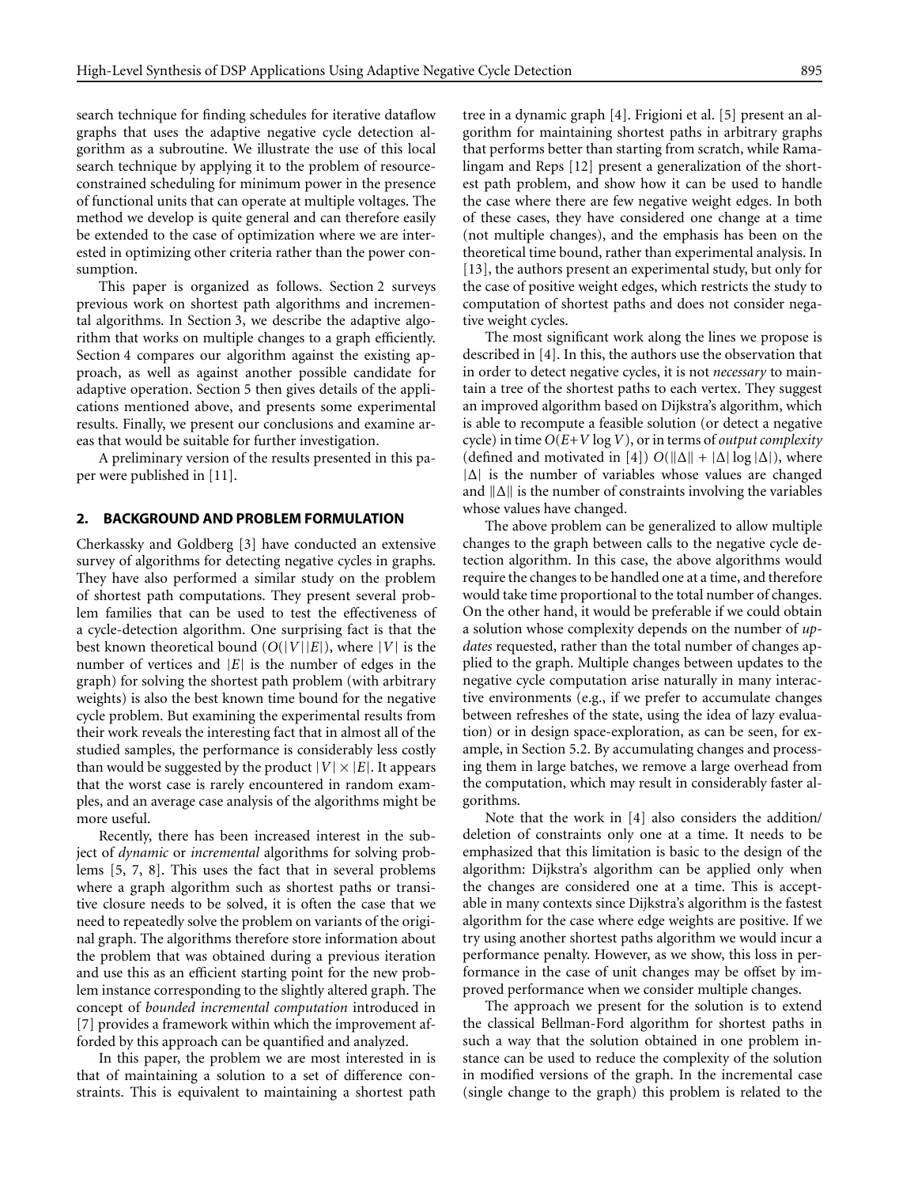search technique for finding schedules for iterative dataflow graphs that uses the adaptive negative cycle detection algorithm as a subroutine. We illustrate the use of this local search technique by applying it to the problem of resource-constrained scheduling for minimum power in the presence of functional units that can operate at multiple voltages. The method we develop is quite general and can therefore easily be extended to the case of optimization where we are interested in optimizing other criteria rather than the power consumption.

This paper is organized as follows. Section 2 surveys previous work on shortest path algorithms and incremental algorithms. In Section 3, we describe the adaptive algorithm that works on multiple changes to a graph efficiently. Section 4 compares our algorithm against the existing approach, as well as against another possible candidate for adaptive operation. Section 5 then gives details of the applications mentioned above, and presents some experimental results. Finally, we present our conclusions and examine areas that would be suitable for further investigation.

A preliminary version of the results presented in this paper were published in [11].

## 2. BACKGROUND AND PROBLEM FORMULATION

Cherkassky and Goldberg [3] have conducted an extensive survey of algorithms for detecting negative cycles in graphs. They have also performed a similar study on the problem of shortest path computations. They present several problem families that can be used to test the effectiveness of a cycle-detection algorithm. One surprising fact is that the best known theoretical bound ($O(|V||E|)$, where $|V|$ is the number of vertices and $|E|$ is the number of edges in the graph) for solving the shortest path problem (with arbitrary weights) is also the best known time bound for the negative cycle problem. But examining the experimental results from their work reveals the interesting fact that in almost all of the studied samples, the performance is considerably less costly than would be suggested by the product $|V| \times |E|$. It appears that the worst case is rarely encountered in random examples, and an average case analysis of the algorithms might be more useful.

Recently, there has been increased interest in the subject of *dynamic* or *incremental* algorithms for solving problems [5, 7, 8]. This uses the fact that in several problems where a graph algorithm such as shortest paths or transitive closure needs to be solved, it is often the case that we need to repeatedly solve the problem on variants of the original graph. The algorithms therefore store information about the problem that was obtained during a previous iteration and use this as an efficient starting point for the new problem instance corresponding to the slightly altered graph. The concept of *bounded incremental computation* introduced in [7] provides a framework within which the improvement afforded by this approach can be quantified and analyzed.

In this paper, the problem we are most interested in is that of maintaining a solution to a set of difference constraints. This is equivalent to maintaining a shortest path tree in a dynamic graph [4]. Frigioni et al. [5] present an algorithm for maintaining shortest paths in arbitrary graphs that performs better than starting from scratch, while Ramalingam and Reps [12] present a generalization of the shortest path problem, and show how it can be used to handle the case where there are few negative weight edges. In both of these cases, they have considered one change at a time (not multiple changes), and the emphasis has been on the theoretical time bound, rather than experimental analysis. In [13], the authors present an experimental study, but only for the case of positive weight edges, which restricts the study to computation of shortest paths and does not consider negative weight cycles.

The most significant work along the lines we propose is described in [4]. In this, the authors use the observation that in order to detect negative cycles, it is not *necessary* to maintain a tree of the shortest paths to each vertex. They suggest an improved algorithm based on Dijkstra's algorithm, which is able to recompute a feasible solution (or detect a negative cycle) in time $O(E+V \log V)$, or in terms of *output complexity* (defined and motivated in [4]) $O(\|\Delta\| + |\Delta| \log |\Delta|)$, where $|\Delta|$ is the number of variables whose values are changed and $\|\Delta\|$ is the number of constraints involving the variables whose values have changed.

The above problem can be generalized to allow multiple changes to the graph between calls to the negative cycle detection algorithm. In this case, the above algorithms would require the changes to be handled one at a time, and therefore would take time proportional to the total number of changes. On the other hand, it would be preferable if we could obtain a solution whose complexity depends on the number of *updates* requested, rather than the total number of changes applied to the graph. Multiple changes between updates to the negative cycle computation arise naturally in many interactive environments (e.g., if we prefer to accumulate changes between refreshes of the state, using the idea of lazy evaluation) or in design space-exploration, as can be seen, for example, in Section 5.2. By accumulating changes and processing them in large batches, we remove a large overhead from the computation, which may result in considerably faster algorithms.

Note that the work in [4] also considers the addition/deletion of constraints only one at a time. It needs to be emphasized that this limitation is basic to the design of the algorithm: Dijkstra's algorithm can be applied only when the changes are considered one at a time. This is acceptable in many contexts since Dijkstra's algorithm is the fastest algorithm for the case where edge weights are positive. If we try using another shortest paths algorithm we would incur a performance penalty. However, as we show, this loss in performance in the case of unit changes may be offset by improved performance when we consider multiple changes.

The approach we present for the solution is to extend the classical Bellman-Ford algorithm for shortest paths in such a way that the solution obtained in one problem instance can be used to reduce the complexity of the solution in modified versions of the graph. In the incremental case (single change to the graph) this problem is related to the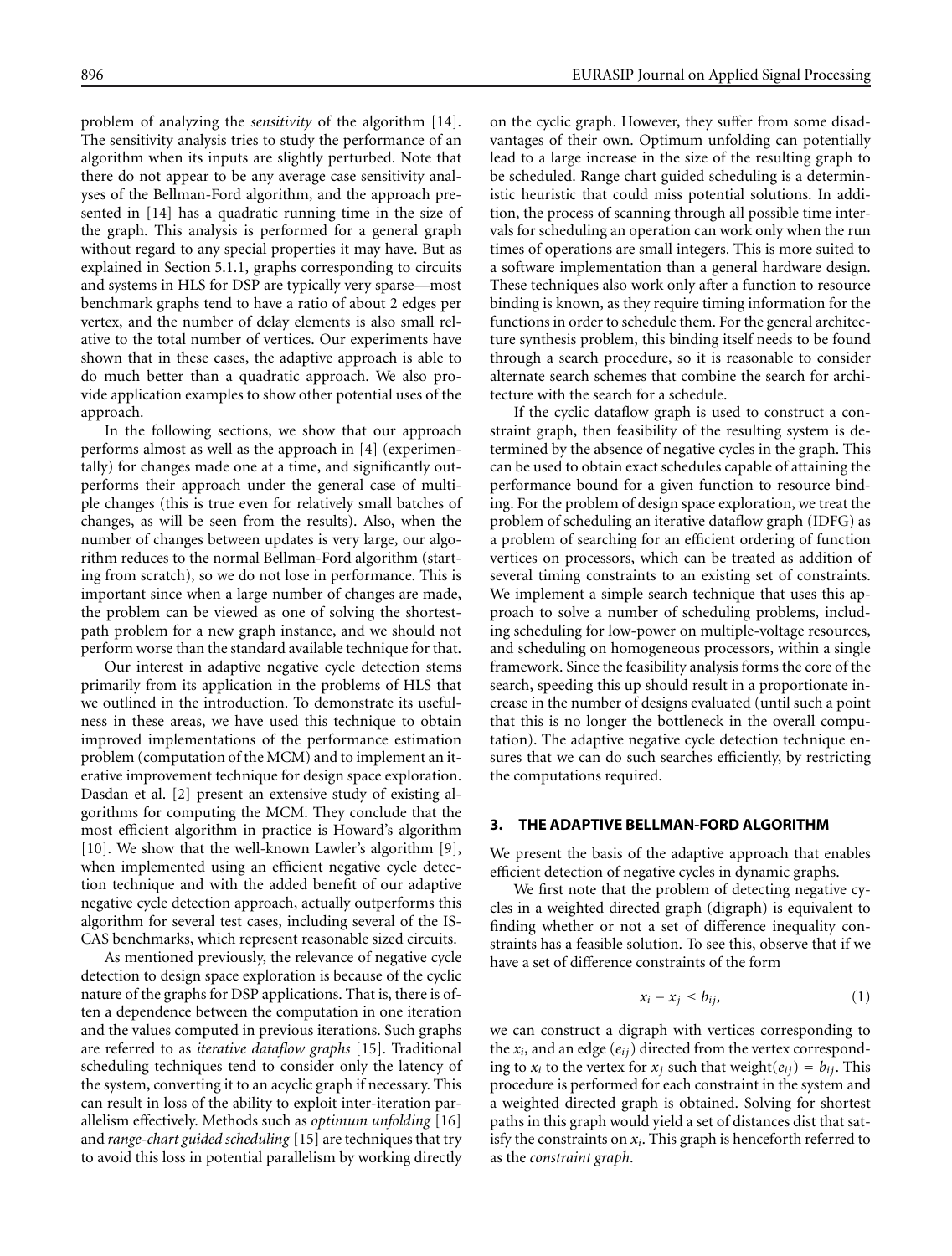problem of analyzing the *sensitivity* of the algorithm [14]. The sensitivity analysis tries to study the performance of an algorithm when its inputs are slightly perturbed. Note that there do not appear to be any average case sensitivity analyses of the Bellman-Ford algorithm, and the approach presented in [14] has a quadratic running time in the size of the graph. This analysis is performed for a general graph without regard to any special properties it may have. But as explained in Section 5.1.1, graphs corresponding to circuits and systems in HLS for DSP are typically very sparse—most benchmark graphs tend to have a ratio of about 2 edges per vertex, and the number of delay elements is also small relative to the total number of vertices. Our experiments have shown that in these cases, the adaptive approach is able to do much better than a quadratic approach. We also provide application examples to show other potential uses of the approach.

In the following sections, we show that our approach performs almost as well as the approach in [4] (experimentally) for changes made one at a time, and significantly outperforms their approach under the general case of multiple changes (this is true even for relatively small batches of changes, as will be seen from the results). Also, when the number of changes between updates is very large, our algorithm reduces to the normal Bellman-Ford algorithm (starting from scratch), so we do not lose in performance. This is important since when a large number of changes are made, the problem can be viewed as one of solving the shortest-path problem for a new graph instance, and we should not perform worse than the standard available technique for that.

Our interest in adaptive negative cycle detection stems primarily from its application in the problems of HLS that we outlined in the introduction. To demonstrate its usefulness in these areas, we have used this technique to obtain improved implementations of the performance estimation problem (computation of the MCM) and to implement an iterative improvement technique for design space exploration. Dasdan et al. [2] present an extensive study of existing algorithms for computing the MCM. They conclude that the most efficient algorithm in practice is Howard's algorithm [10]. We show that the well-known Lawler's algorithm [9], when implemented using an efficient negative cycle detection technique and with the added benefit of our adaptive negative cycle detection approach, actually outperforms this algorithm for several test cases, including several of the ISCAS benchmarks, which represent reasonable sized circuits.

As mentioned previously, the relevance of negative cycle detection to design space exploration is because of the cyclic nature of the graphs for DSP applications. That is, there is often a dependence between the computation in one iteration and the values computed in previous iterations. Such graphs are referred to as *iterative dataflow graphs* [15]. Traditional scheduling techniques tend to consider only the latency of the system, converting it to an acyclic graph if necessary. This can result in loss of the ability to exploit inter-iteration parallelism effectively. Methods such as *optimum unfolding* [16] and *range-chart guided scheduling* [15] are techniques that try to avoid this loss in potential parallelism by working directly on the cyclic graph. However, they suffer from some disadvantages of their own. Optimum unfolding can potentially lead to a large increase in the size of the resulting graph to be scheduled. Range chart guided scheduling is a deterministic heuristic that could miss potential solutions. In addition, the process of scanning through all possible time intervals for scheduling an operation can work only when the run times of operations are small integers. This is more suited to a software implementation than a general hardware design. These techniques also work only after a function to resource binding is known, as they require timing information for the functions in order to schedule them. For the general architecture synthesis problem, this binding itself needs to be found through a search procedure, so it is reasonable to consider alternate search schemes that combine the search for architecture with the search for a schedule.

If the cyclic dataflow graph is used to construct a constraint graph, then feasibility of the resulting system is determined by the absence of negative cycles in the graph. This can be used to obtain exact schedules capable of attaining the performance bound for a given function to resource binding. For the problem of design space exploration, we treat the problem of scheduling an iterative dataflow graph (IDFG) as a problem of searching for an efficient ordering of function vertices on processors, which can be treated as addition of several timing constraints to an existing set of constraints. We implement a simple search technique that uses this approach to solve a number of scheduling problems, including scheduling for low-power on multiple-voltage resources, and scheduling on homogeneous processors, within a single framework. Since the feasibility analysis forms the core of the search, speeding this up should result in a proportionate increase in the number of designs evaluated (until such a point that this is no longer the bottleneck in the overall computation). The adaptive negative cycle detection technique ensures that we can do such searches efficiently, by restricting the computations required.

## 3. THE ADAPTIVE BELLMAN-FORD ALGORITHM

We present the basis of the adaptive approach that enables efficient detection of negative cycles in dynamic graphs.

We first note that the problem of detecting negative cycles in a weighted directed graph (digraph) is equivalent to finding whether or not a set of difference inequality constraints has a feasible solution. To see this, observe that if we have a set of difference constraints of the form

$$x_i - x_j \leq b_{ij}, \tag{1}$$

we can construct a digraph with vertices corresponding to the $x_i$, and an edge ($e_{ij}$) directed from the vertex corresponding to $x_i$ to the vertex for $x_j$ such that weight($e_{ij}$) $= b_{ij}$. This procedure is performed for each constraint in the system and a weighted directed graph is obtained. Solving for shortest paths in this graph would yield a set of distances dist that satisfy the constraints on $x_i$. This graph is henceforth referred to as the *constraint graph*.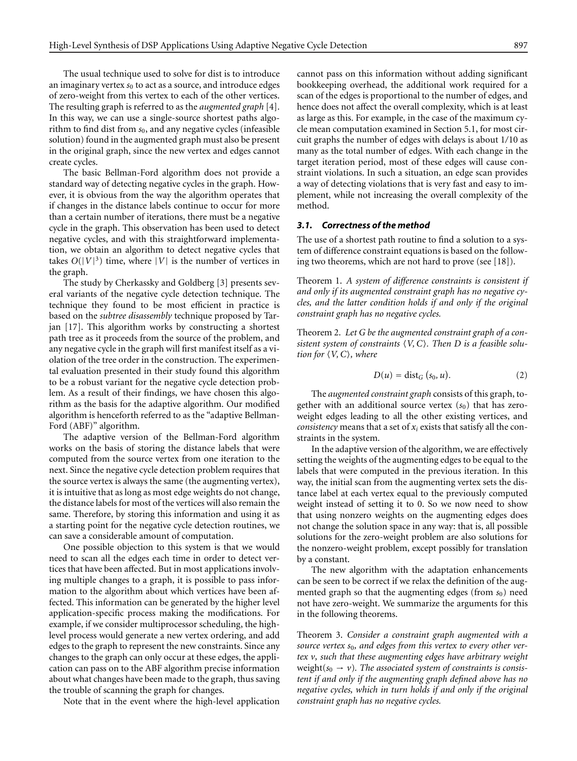The usual technique used to solve for dist is to introduce an imaginary vertex $s_0$ to act as a source, and introduce edges of zero-weight from this vertex to each of the other vertices. The resulting graph is referred to as the *augmented graph* [4]. In this way, we can use a single-source shortest paths algorithm to find dist from $s_0$, and any negative cycles (infeasible solution) found in the augmented graph must also be present in the original graph, since the new vertex and edges cannot create cycles.

The basic Bellman-Ford algorithm does not provide a standard way of detecting negative cycles in the graph. However, it is obvious from the way the algorithm operates that if changes in the distance labels continue to occur for more than a certain number of iterations, there must be a negative cycle in the graph. This observation has been used to detect negative cycles, and with this straightforward implementation, we obtain an algorithm to detect negative cycles that takes $O(|V|^3)$ time, where $|V|$ is the number of vertices in the graph.

The study by Cherkassky and Goldberg [3] presents several variants of the negative cycle detection technique. The technique they found to be most efficient in practice is based on the *subtree disassembly* technique proposed by Tarjan [17]. This algorithm works by constructing a shortest path tree as it proceeds from the source of the problem, and any negative cycle in the graph will first manifest itself as a violation of the tree order in the construction. The experimental evaluation presented in their study found this algorithm to be a robust variant for the negative cycle detection problem. As a result of their findings, we have chosen this algorithm as the basis for the adaptive algorithm. Our modified algorithm is henceforth referred to as the "adaptive Bellman-Ford (ABF)" algorithm.

The adaptive version of the Bellman-Ford algorithm works on the basis of storing the distance labels that were computed from the source vertex from one iteration to the next. Since the negative cycle detection problem requires that the source vertex is always the same (the augmenting vertex), it is intuitive that as long as most edge weights do not change, the distance labels for most of the vertices will also remain the same. Therefore, by storing this information and using it as a starting point for the negative cycle detection routines, we can save a considerable amount of computation.

One possible objection to this system is that we would need to scan all the edges each time in order to detect vertices that have been affected. But in most applications involving multiple changes to a graph, it is possible to pass information to the algorithm about which vertices have been affected. This information can be generated by the higher level application-specific process making the modifications. For example, if we consider multiprocessor scheduling, the high-level process would generate a new vertex ordering, and add edges to the graph to represent the new constraints. Since any changes to the graph can only occur at these edges, the application can pass on to the ABF algorithm precise information about what changes have been made to the graph, thus saving the trouble of scanning the graph for changes.

Note that in the event where the high-level application cannot pass on this information without adding significant bookkeeping overhead, the additional work required for a scan of the edges is proportional to the number of edges, and hence does not affect the overall complexity, which is at least as large as this. For example, in the case of the maximum cycle mean computation examined in Section 5.1, for most circuit graphs the number of edges with delays is about 1/10 as many as the total number of edges. With each change in the target iteration period, most of these edges will cause constraint violations. In such a situation, an edge scan provides a way of detecting violations that is very fast and easy to implement, while not increasing the overall complexity of the method.

### *3.1. Correctness of the method*

The use of a shortest path routine to find a solution to a system of difference constraint equations is based on the following two theorems, which are not hard to prove (see [18]).

Theorem 1. *A system of difference constraints is consistent if and only if its augmented constraint graph has no negative cycles, and the latter condition holds if and only if the original constraint graph has no negative cycles.*

Theorem 2. *Let $G$ be the augmented constraint graph of a consistent system of constraints $\langle V, C\rangle$. Then $D$ is a feasible solution for $\langle V, C\rangle$, where*

$$D(u) = \text{dist}_G(s_0, u). \tag{2}$$

The *augmented constraint graph* consists of this graph, together with an additional source vertex ($s_0$) that has zero-weight edges leading to all the other existing vertices, and *consistency* means that a set of $x_i$ exists that satisfy all the constraints in the system.

In the adaptive version of the algorithm, we are effectively setting the weights of the augmenting edges to be equal to the labels that were computed in the previous iteration. In this way, the initial scan from the augmenting vertex sets the distance label at each vertex equal to the previously computed weight instead of setting it to 0. So we now need to show that using nonzero weights on the augmenting edges does not change the solution space in any way: that is, all possible solutions for the zero-weight problem are also solutions for the nonzero-weight problem, except possibly for translation by a constant.

The new algorithm with the adaptation enhancements can be seen to be correct if we relax the definition of the augmented graph so that the augmenting edges (from $s_0$) need not have zero-weight. We summarize the arguments for this in the following theorems.

Theorem 3. *Consider a constraint graph augmented with a source vertex $s_0$, and edges from this vertex to every other vertex $v$, such that these augmenting edges have arbitrary weight weight($s_0 \to v$). The associated system of constraints is consistent if and only if the augmenting graph defined above has no negative cycles, which in turn holds if and only if the original constraint graph has no negative cycles.*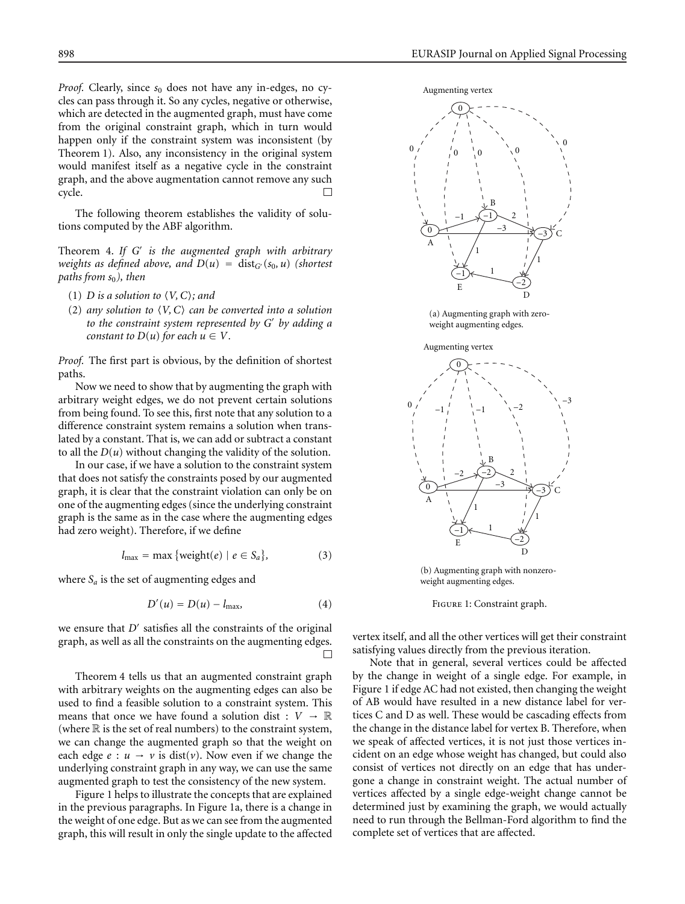*Proof.* Clearly, since $s_0$ does not have any in-edges, no cycles can pass through it. So any cycles, negative or otherwise, which are detected in the augmented graph, must have come from the original constraint graph, which in turn would happen only if the constraint system was inconsistent (by Theorem 1). Also, any inconsistency in the original system would manifest itself as a negative cycle in the constraint graph, and the above augmentation cannot remove any such cycle. □

The following theorem establishes the validity of solutions computed by the ABF algorithm.

Theorem 4. *If $G'$ is the augmented graph with arbitrary weights as defined above, and $D(u) = \text{dist}_{G'}(s_0, u)$ (shortest paths from $s_0$), then*

(1) *$D$ is a solution to $\langle V, C\rangle$; and*

(2) *any solution to $\langle V, C\rangle$ can be converted into a solution to the constraint system represented by $G'$ by adding a constant to $D(u)$ for each $u \in V$.*

*Proof.* The first part is obvious, by the definition of shortest paths.

Now we need to show that by augmenting the graph with arbitrary weight edges, we do not prevent certain solutions from being found. To see this, first note that any solution to a difference constraint system remains a solution when translated by a constant. That is, we can add or subtract a constant to all the $D(u)$ without changing the validity of the solution.

In our case, if we have a solution to the constraint system that does not satisfy the constraints posed by our augmented graph, it is clear that the constraint violation can only be on one of the augmenting edges (since the underlying constraint graph is the same as in the case where the augmenting edges had zero weight). Therefore, if we define

$$l_{\max} = \max \{\text{weight}(e) \mid e \in S_a\}, \tag{3}$$

where $S_a$ is the set of augmenting edges and

$$D'(u) = D(u) - l_{\max}, \tag{4}$$

we ensure that $D'$ satisfies all the constraints of the original graph, as well as all the constraints on the augmenting edges. □

Theorem 4 tells us that an augmented constraint graph with arbitrary weights on the augmenting edges can also be used to find a feasible solution to a constraint system. This means that once we have found a solution dist : $V \to \mathbb{R}$ (where $\mathbb{R}$ is the set of real numbers) to the constraint system, we can change the augmented graph so that the weight on each edge $e : u \to v$ is dist($v$). Now even if we change the underlying constraint graph in any way, we can use the same augmented graph to test the consistency of the new system.

Figure 1 helps to illustrate the concepts that are explained in the previous paragraphs. In Figure 1a, there is a change in the weight of one edge. But as we can see from the augmented graph, this will result in only the single update to the affected vertex itself, and all the other vertices will get their constraint satisfying values directly from the previous iteration.

(a) Augmenting graph with zero-weight augmenting edges.

(b) Augmenting graph with nonzero-weight augmenting edges.

Figure 1: Constraint graph.

Note that in general, several vertices could be affected by the change in weight of a single edge. For example, in Figure 1 if edge AC had not existed, then changing the weight of AB would have resulted in a new distance label for vertices C and D as well. These would be cascading effects from the change in the distance label for vertex B. Therefore, when we speak of affected vertices, it is not just those vertices incident on an edge whose weight has changed, but could also consist of vertices not directly on an edge that has undergone a change in constraint weight. The actual number of vertices affected by a single edge-weight change cannot be determined just by examining the graph, we would actually need to run through the Bellman-Ford algorithm to find the complete set of vertices that are affected.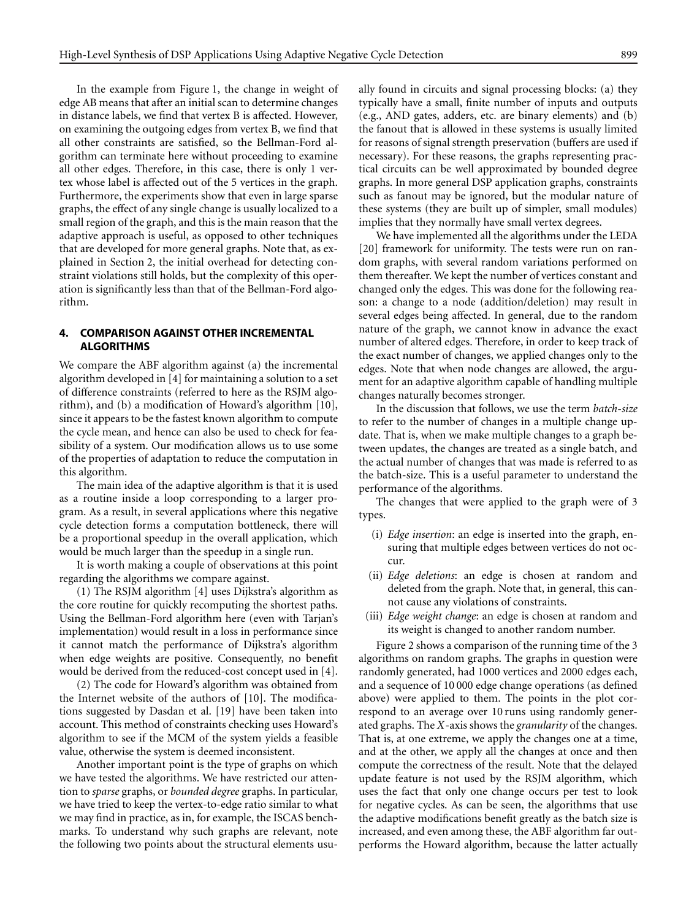In the example from Figure 1, the change in weight of edge AB means that after an initial scan to determine changes in distance labels, we find that vertex B is affected. However, on examining the outgoing edges from vertex B, we find that all other constraints are satisfied, so the Bellman-Ford algorithm can terminate here without proceeding to examine all other edges. Therefore, in this case, there is only 1 vertex whose label is affected out of the 5 vertices in the graph. Furthermore, the experiments show that even in large sparse graphs, the effect of any single change is usually localized to a small region of the graph, and this is the main reason that the adaptive approach is useful, as opposed to other techniques that are developed for more general graphs. Note that, as explained in Section 2, the initial overhead for detecting constraint violations still holds, but the complexity of this operation is significantly less than that of the Bellman-Ford algorithm.

## 4. COMPARISON AGAINST OTHER INCREMENTAL ALGORITHMS

We compare the ABF algorithm against (a) the incremental algorithm developed in [4] for maintaining a solution to a set of difference constraints (referred to here as the RSJM algorithm), and (b) a modification of Howard's algorithm [10], since it appears to be the fastest known algorithm to compute the cycle mean, and hence can also be used to check for feasibility of a system. Our modification allows us to use some of the properties of adaptation to reduce the computation in this algorithm.

The main idea of the adaptive algorithm is that it is used as a routine inside a loop corresponding to a larger program. As a result, in several applications where this negative cycle detection forms a computation bottleneck, there will be a proportional speedup in the overall application, which would be much larger than the speedup in a single run.

It is worth making a couple of observations at this point regarding the algorithms we compare against.

(1) The RSJM algorithm [4] uses Dijkstra's algorithm as the core routine for quickly recomputing the shortest paths. Using the Bellman-Ford algorithm here (even with Tarjan's implementation) would result in a loss in performance since it cannot match the performance of Dijkstra's algorithm when edge weights are positive. Consequently, no benefit would be derived from the reduced-cost concept used in [4].

(2) The code for Howard's algorithm was obtained from the Internet website of the authors of [10]. The modifications suggested by Dasdan et al. [19] have been taken into account. This method of constraints checking uses Howard's algorithm to see if the MCM of the system yields a feasible value, otherwise the system is deemed inconsistent.

Another important point is the type of graphs on which we have tested the algorithms. We have restricted our attention to *sparse* graphs, or *bounded degree* graphs. In particular, we have tried to keep the vertex-to-edge ratio similar to what we may find in practice, as in, for example, the ISCAS benchmarks. To understand why such graphs are relevant, note the following two points about the structural elements usually found in circuits and signal processing blocks: (a) they typically have a small, finite number of inputs and outputs (e.g., AND gates, adders, etc. are binary elements) and (b) the fanout that is allowed in these systems is usually limited for reasons of signal strength preservation (buffers are used if necessary). For these reasons, the graphs representing practical circuits can be well approximated by bounded degree graphs. In more general DSP application graphs, constraints such as fanout may be ignored, but the modular nature of these systems (they are built up of simpler, small modules) implies that they normally have small vertex degrees.

We have implemented all the algorithms under the LEDA [20] framework for uniformity. The tests were run on random graphs, with several random variations performed on them thereafter. We kept the number of vertices constant and changed only the edges. This was done for the following reason: a change to a node (addition/deletion) may result in several edges being affected. In general, due to the random nature of the graph, we cannot know in advance the exact number of altered edges. Therefore, in order to keep track of the exact number of changes, we applied changes only to the edges. Note that when node changes are allowed, the argument for an adaptive algorithm capable of handling multiple changes naturally becomes stronger.

In the discussion that follows, we use the term *batch-size* to refer to the number of changes in a multiple change update. That is, when we make multiple changes to a graph between updates, the changes are treated as a single batch, and the actual number of changes that was made is referred to as the batch-size. This is a useful parameter to understand the performance of the algorithms.

The changes that were applied to the graph were of 3 types.

- (i) *Edge insertion*: an edge is inserted into the graph, ensuring that multiple edges between vertices do not occur.
- (ii) *Edge deletions*: an edge is chosen at random and deleted from the graph. Note that, in general, this cannot cause any violations of constraints.
- (iii) *Edge weight change*: an edge is chosen at random and its weight is changed to another random number.

Figure 2 shows a comparison of the running time of the 3 algorithms on random graphs. The graphs in question were randomly generated, had 1000 vertices and 2000 edges each, and a sequence of 10 000 edge change operations (as defined above) were applied to them. The points in the plot correspond to an average over 10 runs using randomly generated graphs. The *X*-axis shows the *granularity* of the changes. That is, at one extreme, we apply the changes one at a time, and at the other, we apply all the changes at once and then compute the correctness of the result. Note that the delayed update feature is not used by the RSJM algorithm, which uses the fact that only one change occurs per test to look for negative cycles. As can be seen, the algorithms that use the adaptive modifications benefit greatly as the batch size is increased, and even among these, the ABF algorithm far outperforms the Howard algorithm, because the latter actually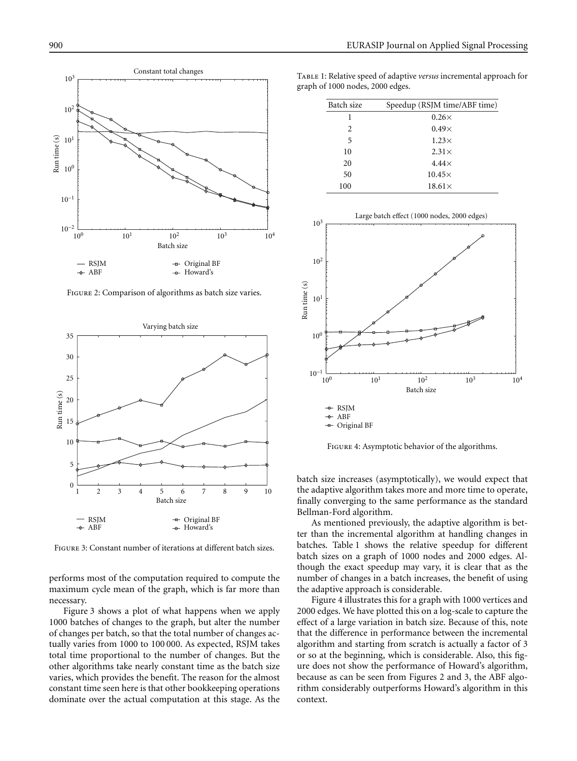Figure 2: Comparison of algorithms as batch size varies.

Figure 3: Constant number of iterations at different batch sizes.

performs most of the computation required to compute the maximum cycle mean of the graph, which is far more than necessary.

Figure 3 shows a plot of what happens when we apply 1000 batches of changes to the graph, but alter the number of changes per batch, so that the total number of changes actually varies from 1000 to 100 000. As expected, RSJM takes total time proportional to the number of changes. But the other algorithms take nearly constant time as the batch size varies, which provides the benefit. The reason for the almost constant time seen here is that other bookkeeping operations dominate over the actual computation at this stage. As the batch size increases (asymptotically), we would expect that the adaptive algorithm takes more and more time to operate, finally converging to the same performance as the standard Bellman-Ford algorithm.

As mentioned previously, the adaptive algorithm is better than the incremental algorithm at handling changes in batches. Table 1 shows the relative speedup for different batch sizes on a graph of 1000 nodes and 2000 edges. Although the exact speedup may vary, it is clear that as the number of changes in a batch increases, the benefit of using the adaptive approach is considerable.

Table 1: Relative speed of adaptive *versus* incremental approach for graph of 1000 nodes, 2000 edges.

| Batch size | Speedup (RSJM time/ABF time) |
|---|---|
| 1 | 0.26× |
| 2 | 0.49× |
| 5 | 1.23× |
| 10 | 2.31× |
| 20 | 4.44× |
| 50 | 10.45× |
| 100 | 18.61× |

Figure 4: Asymptotic behavior of the algorithms.

Figure 4 illustrates this for a graph with 1000 vertices and 2000 edges. We have plotted this on a log-scale to capture the effect of a large variation in batch size. Because of this, note that the difference in performance between the incremental algorithm and starting from scratch is actually a factor of 3 or so at the beginning, which is considerable. Also, this figure does not show the performance of Howard's algorithm, because as can be seen from Figures 2 and 3, the ABF algorithm considerably outperforms Howard's algorithm in this context.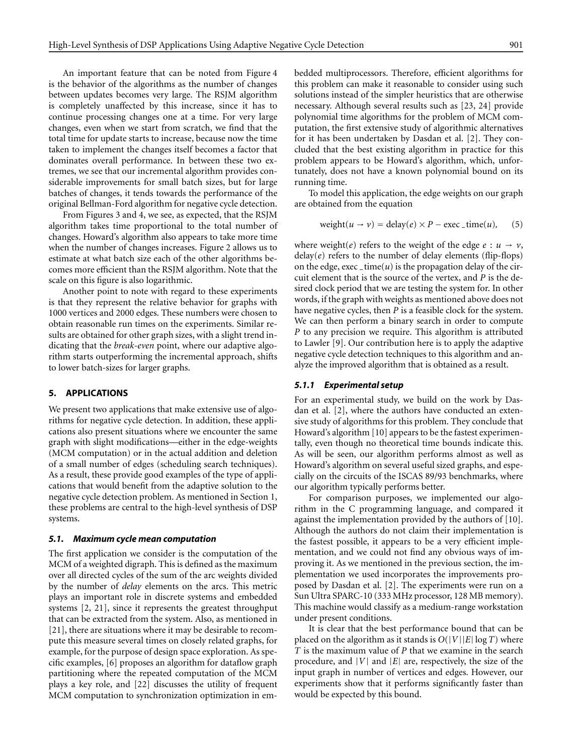An important feature that can be noted from Figure 4 is the behavior of the algorithms as the number of changes between updates becomes very large. The RSJM algorithm is completely unaffected by this increase, since it has to continue processing changes one at a time. For very large changes, even when we start from scratch, we find that the total time for update starts to increase, because now the time taken to implement the changes itself becomes a factor that dominates overall performance. In between these two extremes, we see that our incremental algorithm provides considerable improvements for small batch sizes, but for large batches of changes, it tends towards the performance of the original Bellman-Ford algorithm for negative cycle detection.

From Figures 3 and 4, we see, as expected, that the RSJM algorithm takes time proportional to the total number of changes. Howard's algorithm also appears to take more time when the number of changes increases. Figure 2 allows us to estimate at what batch size each of the other algorithms becomes more efficient than the RSJM algorithm. Note that the scale on this figure is also logarithmic.

Another point to note with regard to these experiments is that they represent the relative behavior for graphs with 1000 vertices and 2000 edges. These numbers were chosen to obtain reasonable run times on the experiments. Similar results are obtained for other graph sizes, with a slight trend indicating that the *break-even* point, where our adaptive algorithm starts outperforming the incremental approach, shifts to lower batch-sizes for larger graphs.

## 5. APPLICATIONS

We present two applications that make extensive use of algorithms for negative cycle detection. In addition, these applications also present situations where we encounter the same graph with slight modifications—either in the edge-weights (MCM computation) or in the actual addition and deletion of a small number of edges (scheduling search techniques). As a result, these provide good examples of the type of applications that would benefit from the adaptive solution to the negative cycle detection problem. As mentioned in Section 1, these problems are central to the high-level synthesis of DSP systems.

### 5.1. Maximum cycle mean computation

The first application we consider is the computation of the MCM of a weighted digraph. This is defined as the maximum over all directed cycles of the sum of the arc weights divided by the number of *delay* elements on the arcs. This metric plays an important role in discrete systems and embedded systems [2, 21], since it represents the greatest throughput that can be extracted from the system. Also, as mentioned in [21], there are situations where it may be desirable to recompute this measure several times on closely related graphs, for example, for the purpose of design space exploration. As specific examples, [6] proposes an algorithm for dataflow graph partitioning where the repeated computation of the MCM plays a key role, and [22] discusses the utility of frequent MCM computation to synchronization optimization in embedded multiprocessors. Therefore, efficient algorithms for this problem can make it reasonable to consider using such solutions instead of the simpler heuristics that are otherwise necessary. Although several results such as [23, 24] provide polynomial time algorithms for the problem of MCM computation, the first extensive study of algorithmic alternatives for it has been undertaken by Dasdan et al. [2]. They concluded that the best existing algorithm in practice for this problem appears to be Howard's algorithm, which, unfortunately, does not have a known polynomial bound on its running time.

To model this application, the edge weights on our graph are obtained from the equation

$$\text{weight}(u \to v) = \text{delay}(e) \times P - \text{exec\_time}(u), \qquad (5)$$

where weight$(e)$ refers to the weight of the edge $e : u \to v$, delay$(e)$ refers to the number of delay elements (flip-flops) on the edge, exec_time$(u)$ is the propagation delay of the circuit element that is the source of the vertex, and $P$ is the desired clock period that we are testing the system for. In other words, if the graph with weights as mentioned above does not have negative cycles, then $P$ is a feasible clock for the system. We can then perform a binary search in order to compute $P$ to any precision we require. This algorithm is attributed to Lawler [9]. Our contribution here is to apply the adaptive negative cycle detection techniques to this algorithm and analyze the improved algorithm that is obtained as a result.

#### 5.1.1 Experimental setup

For an experimental study, we build on the work by Dasdan et al. [2], where the authors have conducted an extensive study of algorithms for this problem. They conclude that Howard's algorithm [10] appears to be the fastest experimentally, even though no theoretical time bounds indicate this. As will be seen, our algorithm performs almost as well as Howard's algorithm on several useful sized graphs, and especially on the circuits of the ISCAS 89/93 benchmarks, where our algorithm typically performs better.

For comparison purposes, we implemented our algorithm in the C programming language, and compared it against the implementation provided by the authors of [10]. Although the authors do not claim their implementation is the fastest possible, it appears to be a very efficient implementation, and we could not find any obvious ways of improving it. As we mentioned in the previous section, the implementation we used incorporates the improvements proposed by Dasdan et al. [2]. The experiments were run on a Sun Ultra SPARC-10 (333 MHz processor, 128 MB memory). This machine would classify as a medium-range workstation under present conditions.

It is clear that the best performance bound that can be placed on the algorithm as it stands is $O(|V||E| \log T)$ where $T$ is the maximum value of $P$ that we examine in the search procedure, and $|V|$ and $|E|$ are, respectively, the size of the input graph in number of vertices and edges. However, our experiments show that it performs significantly faster than would be expected by this bound.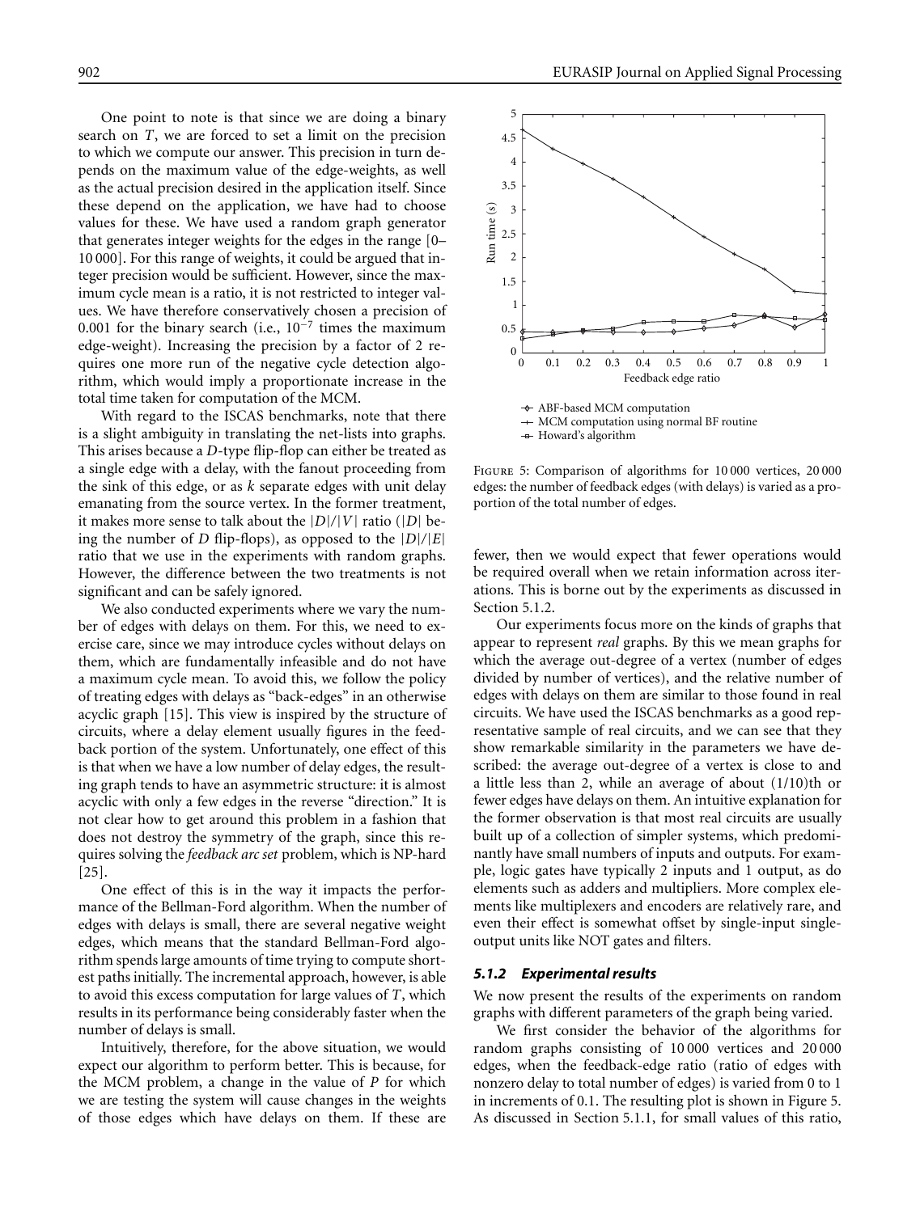One point to note is that since we are doing a binary search on $T$, we are forced to set a limit on the precision to which we compute our answer. This precision in turn depends on the maximum value of the edge-weights, as well as the actual precision desired in the application itself. Since these depend on the application, we have had to choose values for these. We have used a random graph generator that generates integer weights for the edges in the range [0–10 000]. For this range of weights, it could be argued that integer precision would be sufficient. However, since the maximum cycle mean is a ratio, it is not restricted to integer values. We have therefore conservatively chosen a precision of 0.001 for the binary search (i.e., $10^{-7}$ times the maximum edge-weight). Increasing the precision by a factor of 2 requires one more run of the negative cycle detection algorithm, which would imply a proportionate increase in the total time taken for computation of the MCM.

With regard to the ISCAS benchmarks, note that there is a slight ambiguity in translating the net-lists into graphs. This arises because a $D$-type flip-flop can either be treated as a single edge with a delay, with the fanout proceeding from the sink of this edge, or as $k$ separate edges with unit delay emanating from the source vertex. In the former treatment, it makes more sense to talk about the $|D|/|V|$ ratio ($|D|$ being the number of $D$ flip-flops), as opposed to the $|D|/|E|$ ratio that we use in the experiments with random graphs. However, the difference between the two treatments is not significant and can be safely ignored.

We also conducted experiments where we vary the number of edges with delays on them. For this, we need to exercise care, since we may introduce cycles without delays on them, which are fundamentally infeasible and do not have a maximum cycle mean. To avoid this, we follow the policy of treating edges with delays as "back-edges" in an otherwise acyclic graph [15]. This view is inspired by the structure of circuits, where a delay element usually figures in the feedback portion of the system. Unfortunately, one effect of this is that when we have a low number of delay edges, the resulting graph tends to have an asymmetric structure: it is almost acyclic with only a few edges in the reverse "direction." It is not clear how to get around this problem in a fashion that does not destroy the symmetry of the graph, since this requires solving the *feedback arc set* problem, which is NP-hard [25].

One effect of this is in the way it impacts the performance of the Bellman-Ford algorithm. When the number of edges with delays is small, there are several negative weight edges, which means that the standard Bellman-Ford algorithm spends large amounts of time trying to compute shortest paths initially. The incremental approach, however, is able to avoid this excess computation for large values of $T$, which results in its performance being considerably faster when the number of delays is small.

Intuitively, therefore, for the above situation, we would expect our algorithm to perform better. This is because, for the MCM problem, a change in the value of $P$ for which we are testing the system will cause changes in the weights of those edges which have delays on them. If these are fewer, then we would expect that fewer operations would be required overall when we retain information across iterations. This is borne out by the experiments as discussed in Section 5.1.2.

Run time (s)
5
4.5
4
3.5
3
2.5
2
1.5
1
0.5
0
0 0.1 0.2 0.3 0.4 0.5 0.6 0.7 0.8 0.9 1
Feedback edge ratio

ABF-based MCM computation
MCM computation using normal BF routine
Howard's algorithm

Figure 5: Comparison of algorithms for 10 000 vertices, 20 000 edges: the number of feedback edges (with delays) is varied as a proportion of the total number of edges.

Our experiments focus more on the kinds of graphs that appear to represent *real* graphs. By this we mean graphs for which the average out-degree of a vertex (number of edges divided by number of vertices), and the relative number of edges with delays on them are similar to those found in real circuits. We have used the ISCAS benchmarks as a good representative sample of real circuits, and we can see that they show remarkable similarity in the parameters we have described: the average out-degree of a vertex is close to and a little less than 2, while an average of about (1/10)th or fewer edges have delays on them. An intuitive explanation for the former observation is that most real circuits are usually built up of a collection of simpler systems, which predominantly have small numbers of inputs and outputs. For example, logic gates have typically 2 inputs and 1 output, as do elements such as adders and multipliers. More complex elements like multiplexers and encoders are relatively rare, and even their effect is somewhat offset by single-input single-output units like NOT gates and filters.

#### *5.1.2 Experimental results*

We now present the results of the experiments on random graphs with different parameters of the graph being varied.

We first consider the behavior of the algorithms for random graphs consisting of 10 000 vertices and 20 000 edges, when the feedback-edge ratio (ratio of edges with nonzero delay to total number of edges) is varied from 0 to 1 in increments of 0.1. The resulting plot is shown in Figure 5. As discussed in Section 5.1.1, for small values of this ratio,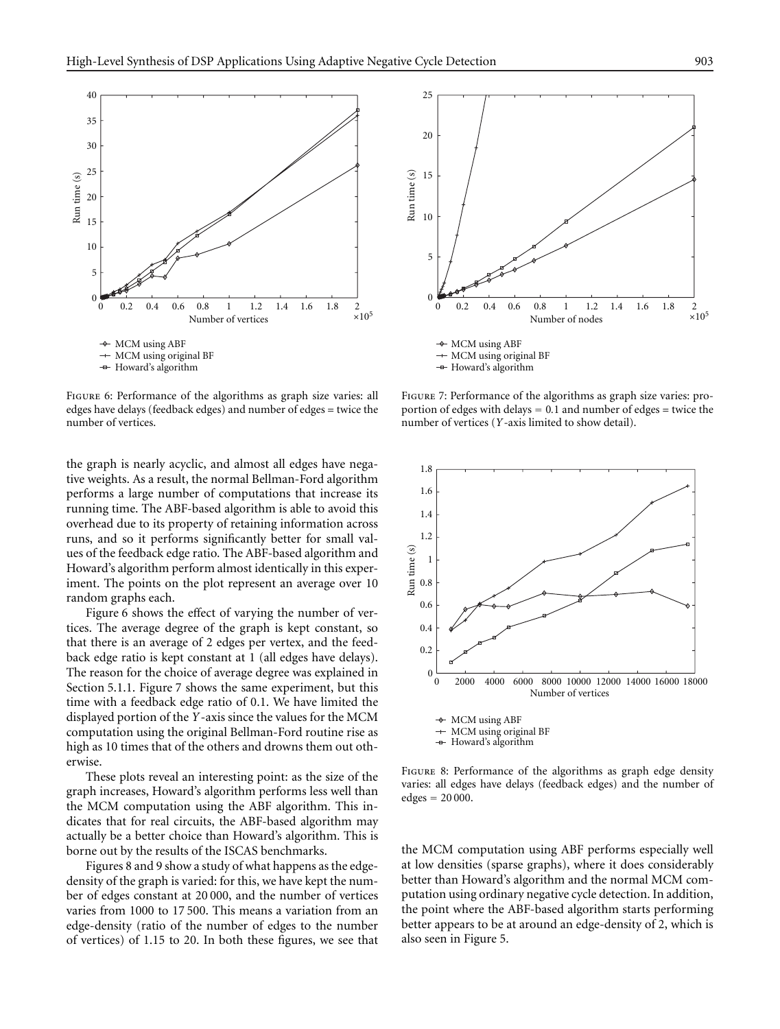Figure 6: Performance of the algorithms as graph size varies: all edges have delays (feedback edges) and number of edges = twice the number of vertices.

Figure 7: Performance of the algorithms as graph size varies: proportion of edges with delays = 0.1 and number of edges = twice the number of vertices ($Y$-axis limited to show detail).

the graph is nearly acyclic, and almost all edges have negative weights. As a result, the normal Bellman-Ford algorithm performs a large number of computations that increase its running time. The ABF-based algorithm is able to avoid this overhead due to its property of retaining information across runs, and so it performs significantly better for small values of the feedback edge ratio. The ABF-based algorithm and Howard's algorithm perform almost identically in this experiment. The points on the plot represent an average over 10 random graphs each.

Figure 6 shows the effect of varying the number of vertices. The average degree of the graph is kept constant, so that there is an average of 2 edges per vertex, and the feedback edge ratio is kept constant at 1 (all edges have delays). The reason for the choice of average degree was explained in Section 5.1.1. Figure 7 shows the same experiment, but this time with a feedback edge ratio of 0.1. We have limited the displayed portion of the $Y$-axis since the values for the MCM computation using the original Bellman-Ford routine rise as high as 10 times that of the others and drowns them out otherwise.

These plots reveal an interesting point: as the size of the graph increases, Howard's algorithm performs less well than the MCM computation using the ABF algorithm. This indicates that for real circuits, the ABF-based algorithm may actually be a better choice than Howard's algorithm. This is borne out by the results of the ISCAS benchmarks.

Figures 8 and 9 show a study of what happens as the edge-density of the graph is varied: for this, we have kept the number of edges constant at 20 000, and the number of vertices varies from 1000 to 17 500. This means a variation from an edge-density (ratio of the number of edges to the number of vertices) of 1.15 to 20. In both these figures, we see that the MCM computation using ABF performs especially well at low densities (sparse graphs), where it does considerably better than Howard's algorithm and the normal MCM computation using ordinary negative cycle detection. In addition, the point where the ABF-based algorithm starts performing better appears to be at around an edge-density of 2, which is also seen in Figure 5.

Figure 8: Performance of the algorithms as graph edge density varies: all edges have delays (feedback edges) and the number of edges = 20 000.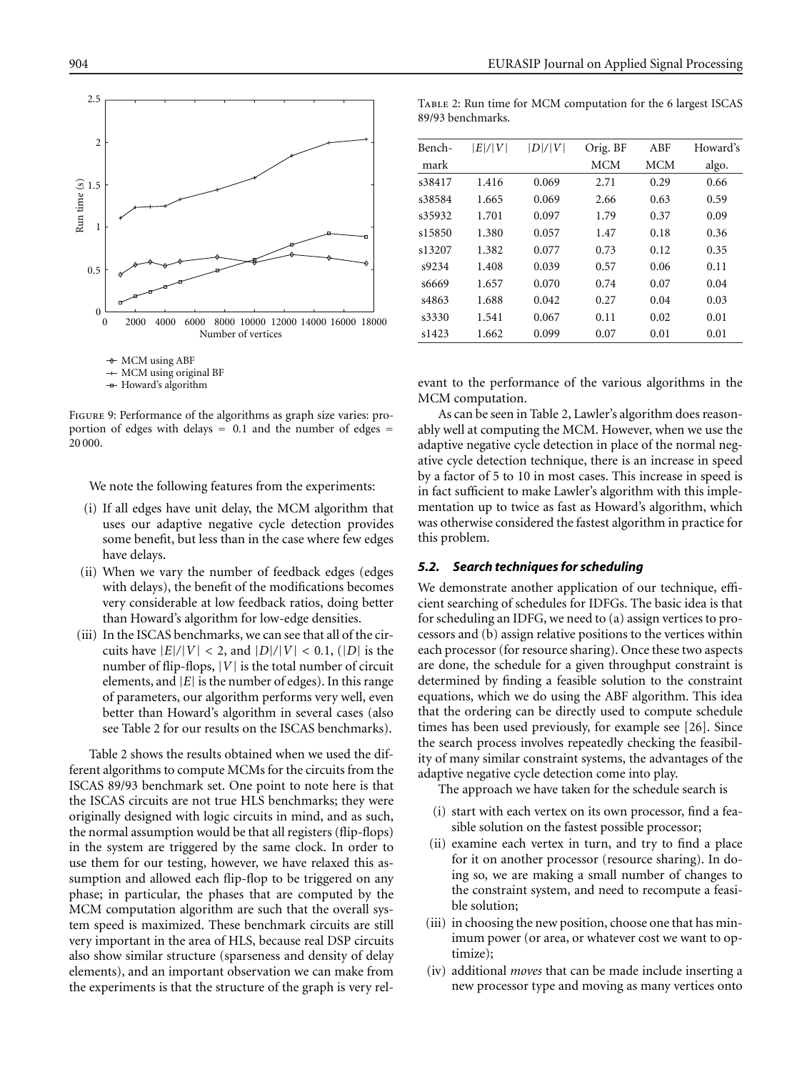Figure 9: Performance of the algorithms as graph size varies: proportion of edges with delays = 0.1 and the number of edges = 20 000.

We note the following features from the experiments:

(i) If all edges have unit delay, the MCM algorithm that uses our adaptive negative cycle detection provides some benefit, but less than in the case where few edges have delays.

(ii) When we vary the number of feedback edges (edges with delays), the benefit of the modifications becomes very considerable at low feedback ratios, doing better than Howard's algorithm for low-edge densities.

(iii) In the ISCAS benchmarks, we can see that all of the circuits have $|E|/|V| < 2$, and $|D|/|V| < 0.1$, ($|D|$ is the number of flip-flops, $|V|$ is the total number of circuit elements, and $|E|$ is the number of edges). In this range of parameters, our algorithm performs very well, even better than Howard's algorithm in several cases (also see Table 2 for our results on the ISCAS benchmarks).

Table 2 shows the results obtained when we used the different algorithms to compute MCMs for the circuits from the ISCAS 89/93 benchmark set. One point to note here is that the ISCAS circuits are not true HLS benchmarks; they were originally designed with logic circuits in mind, and as such, the normal assumption would be that all registers (flip-flops) in the system are triggered by the same clock. In order to use them for our testing, however, we have relaxed this assumption and allowed each flip-flop to be triggered on any phase; in particular, the phases that are computed by the MCM computation algorithm are such that the overall system speed is maximized. These benchmark circuits are still very important in the area of HLS, because real DSP circuits also show similar structure (sparseness and density of delay elements), and an important observation we can make from the experiments is that the structure of the graph is very relevant to the performance of the various algorithms in the MCM computation.

Table 2: Run time for MCM computation for the 6 largest ISCAS 89/93 benchmarks.

| Benchmark | $\lvert E\rvert/\lvert V\rvert$ | $\lvert D\rvert/\lvert V\rvert$ | Orig. BF MCM | ABF MCM | Howard's algo. |
|---|---|---|---|---|---|
| s38417 | 1.416 | 0.069 | 2.71 | 0.29 | 0.66 |
| s38584 | 1.665 | 0.069 | 2.66 | 0.63 | 0.59 |
| s35932 | 1.701 | 0.097 | 1.79 | 0.37 | 0.09 |
| s15850 | 1.380 | 0.057 | 1.47 | 0.18 | 0.36 |
| s13207 | 1.382 | 0.077 | 0.73 | 0.12 | 0.35 |
| s9234 | 1.408 | 0.039 | 0.57 | 0.06 | 0.11 |
| s6669 | 1.657 | 0.070 | 0.74 | 0.07 | 0.04 |
| s4863 | 1.688 | 0.042 | 0.27 | 0.04 | 0.03 |
| s3330 | 1.541 | 0.067 | 0.11 | 0.02 | 0.01 |
| s1423 | 1.662 | 0.099 | 0.07 | 0.01 | 0.01 |

As can be seen in Table 2, Lawler's algorithm does reasonably well at computing the MCM. However, when we use the adaptive negative cycle detection in place of the normal negative cycle detection technique, there is an increase in speed by a factor of 5 to 10 in most cases. This increase in speed is in fact sufficient to make Lawler's algorithm with this implementation up to twice as fast as Howard's algorithm, which was otherwise considered the fastest algorithm in practice for this problem.

### 5.2. Search techniques for scheduling

We demonstrate another application of our technique, efficient searching of schedules for IDFGs. The basic idea is that for scheduling an IDFG, we need to (a) assign vertices to processors and (b) assign relative positions to the vertices within each processor (for resource sharing). Once these two aspects are done, the schedule for a given throughput constraint is determined by finding a feasible solution to the constraint equations, which we do using the ABF algorithm. This idea that the ordering can be directly used to compute schedule times has been used previously, for example see [26]. Since the search process involves repeatedly checking the feasibility of many similar constraint systems, the advantages of the adaptive negative cycle detection come into play.

The approach we have taken for the schedule search is

(i) start with each vertex on its own processor, find a feasible solution on the fastest possible processor;

(ii) examine each vertex in turn, and try to find a place for it on another processor (resource sharing). In doing so, we are making a small number of changes to the constraint system, and need to recompute a feasible solution;

(iii) in choosing the new position, choose one that has minimum power (or area, or whatever cost we want to optimize);

(iv) additional *moves* that can be made include inserting a new processor type and moving as many vertices onto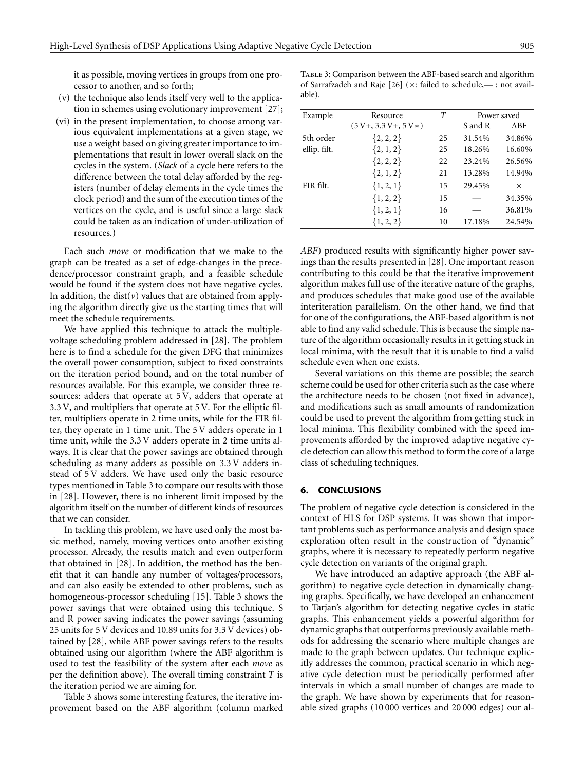it as possible, moving vertices in groups from one processor to another, and so forth;

(v) the technique also lends itself very well to the application in schemes using evolutionary improvement [27];

(vi) in the present implementation, to choose among various equivalent implementations at a given stage, we use a weight based on giving greater importance to implementations that result in lower overall slack on the cycles in the system. (*Slack* of a cycle here refers to the difference between the total delay afforded by the registers (number of delay elements in the cycle times the clock period) and the sum of the execution times of the vertices on the cycle, and is useful since a large slack could be taken as an indication of under-utilization of resources.)

Each such *move* or modification that we make to the graph can be treated as a set of edge-changes in the precedence/processor constraint graph, and a feasible schedule would be found if the system does not have negative cycles. In addition, the $\text{dist}(v)$ values that are obtained from applying the algorithm directly give us the starting times that will meet the schedule requirements.

We have applied this technique to attack the multiple-voltage scheduling problem addressed in [28]. The problem here is to find a schedule for the given DFG that minimizes the overall power consumption, subject to fixed constraints on the iteration period bound, and on the total number of resources available. For this example, we consider three resources: adders that operate at 5 V, adders that operate at 3.3 V, and multipliers that operate at 5 V. For the elliptic filter, multipliers operate in 2 time units, while for the FIR filter, they operate in 1 time unit. The 5 V adders operate in 1 time unit, while the 3.3 V adders operate in 2 time units always. It is clear that the power savings are obtained through scheduling as many adders as possible on 3.3 V adders instead of 5 V adders. We have used only the basic resource types mentioned in Table 3 to compare our results with those in [28]. However, there is no inherent limit imposed by the algorithm itself on the number of different kinds of resources that we can consider.

In tackling this problem, we have used only the most basic method, namely, moving vertices onto another existing processor. Already, the results match and even outperform that obtained in [28]. In addition, the method has the benefit that it can handle any number of voltages/processors, and can also easily be extended to other problems, such as homogeneous-processor scheduling [15]. Table 3 shows the power savings that were obtained using this technique. S and R power saving indicates the power savings (assuming 25 units for 5 V devices and 10.89 units for 3.3 V devices) obtained by [28], while ABF power savings refers to the results obtained using our algorithm (where the ABF algorithm is used to test the feasibility of the system after each *move* as per the definition above). The overall timing constraint $T$ is the iteration period we are aiming for.

Table 3 shows some interesting features, the iterative improvement based on the ABF algorithm (column marked *ABF*) produced results with significantly higher power savings than the results presented in [28]. One important reason contributing to this could be that the iterative improvement algorithm makes full use of the iterative nature of the graphs, and produces schedules that make good use of the available interiteration parallelism. On the other hand, we find that for one of the configurations, the ABF-based algorithm is not able to find any valid schedule. This is because the simple nature of the algorithm occasionally results in it getting stuck in local minima, with the result that it is unable to find a valid schedule even when one exists.

Table 3: Comparison between the ABF-based search and algorithm of Sarrafzadeh and Raje [26] (×: failed to schedule,— : not available).

| Example | Resource (5 V+, 3.3 V+, 5 V*) | $T$ | Power saved S and R | Power saved ABF |
|---|---|---|---|---|
| 5th order ellip. filt. | {2, 2, 2} | 25 | 31.54% | 34.86% |
| | {2, 1, 2} | 25 | 18.26% | 16.60% |
| | {2, 2, 2} | 22 | 23.24% | 26.56% |
| | {2, 1, 2} | 21 | 13.28% | 14.94% |
| FIR filt. | {1, 2, 1} | 15 | 29.45% | × |
| | {1, 2, 2} | 15 | — | 34.35% |
| | {1, 2, 1} | 16 | — | 36.81% |
| | {1, 2, 2} | 10 | 17.18% | 24.54% |

Several variations on this theme are possible; the search scheme could be used for other criteria such as the case where the architecture needs to be chosen (not fixed in advance), and modifications such as small amounts of randomization could be used to prevent the algorithm from getting stuck in local minima. This flexibility combined with the speed improvements afforded by the improved adaptive negative cycle detection can allow this method to form the core of a large class of scheduling techniques.

## 6. CONCLUSIONS

The problem of negative cycle detection is considered in the context of HLS for DSP systems. It was shown that important problems such as performance analysis and design space exploration often result in the construction of "dynamic" graphs, where it is necessary to repeatedly perform negative cycle detection on variants of the original graph.

We have introduced an adaptive approach (the ABF algorithm) to negative cycle detection in dynamically changing graphs. Specifically, we have developed an enhancement to Tarjan's algorithm for detecting negative cycles in static graphs. This enhancement yields a powerful algorithm for dynamic graphs that outperforms previously available methods for addressing the scenario where multiple changes are made to the graph between updates. Our technique explicitly addresses the common, practical scenario in which negative cycle detection must be periodically performed after intervals in which a small number of changes are made to the graph. We have shown by experiments that for reasonable sized graphs (10 000 vertices and 20 000 edges) our al-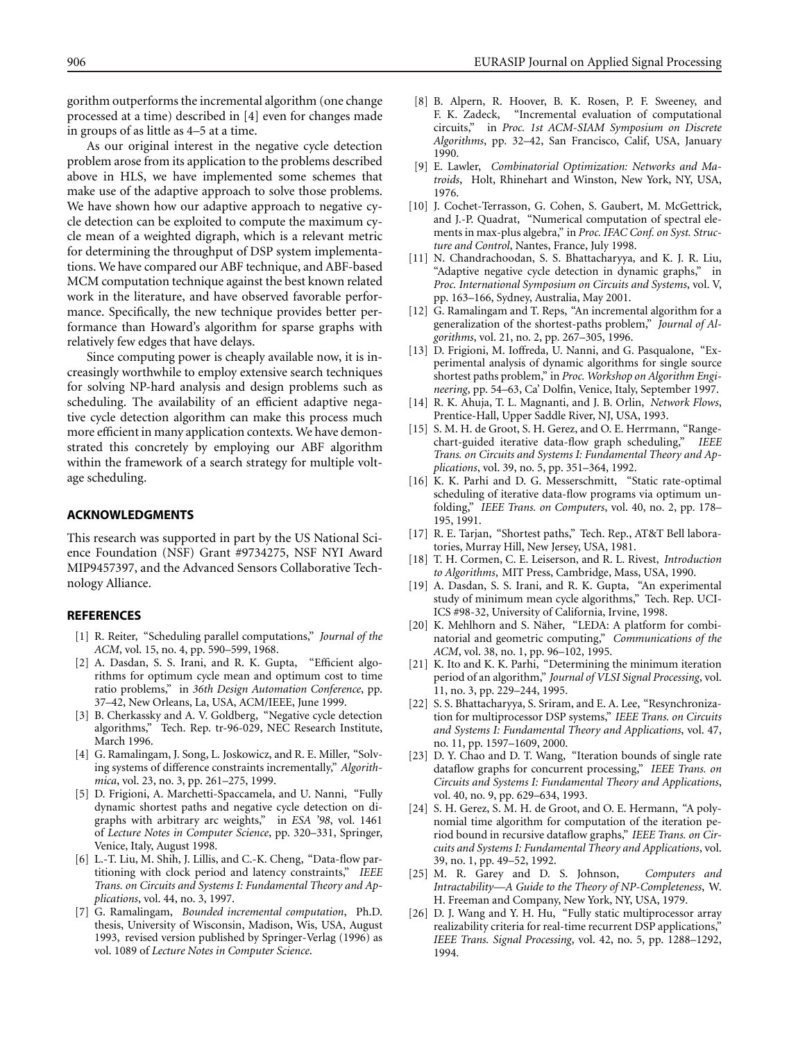gorithm outperforms the incremental algorithm (one change processed at a time) described in [4] even for changes made in groups of as little as 4–5 at a time.

As our original interest in the negative cycle detection problem arose from its application to the problems described above in HLS, we have implemented some schemes that make use of the adaptive approach to solve those problems. We have shown how our adaptive approach to negative cycle detection can be exploited to compute the maximum cycle mean of a weighted digraph, which is a relevant metric for determining the throughput of DSP system implementations. We have compared our ABF technique, and ABF-based MCM computation technique against the best known related work in the literature, and have observed favorable performance. Specifically, the new technique provides better performance than Howard's algorithm for sparse graphs with relatively few edges that have delays.

Since computing power is cheaply available now, it is increasingly worthwhile to employ extensive search techniques for solving NP-hard analysis and design problems such as scheduling. The availability of an efficient adaptive negative cycle detection algorithm can make this process much more efficient in many application contexts. We have demonstrated this concretely by employing our ABF algorithm within the framework of a search strategy for multiple voltage scheduling.

## ACKNOWLEDGMENTS

This research was supported in part by the US National Science Foundation (NSF) Grant #9734275, NSF NYI Award MIP9457397, and the Advanced Sensors Collaborative Technology Alliance.

## REFERENCES

- [1] R. Reiter, "Scheduling parallel computations," *Journal of the ACM*, vol. 15, no. 4, pp. 590–599, 1968.
- [2] A. Dasdan, S. S. Irani, and R. K. Gupta, "Efficient algorithms for optimum cycle mean and optimum cost to time ratio problems," in *36th Design Automation Conference*, pp. 37–42, New Orleans, La, USA, ACM/IEEE, June 1999.
- [3] B. Cherkassky and A. V. Goldberg, "Negative cycle detection algorithms," Tech. Rep. tr-96-029, NEC Research Institute, March 1996.
- [4] G. Ramalingam, J. Song, L. Joskowicz, and R. E. Miller, "Solving systems of difference constraints incrementally," *Algorithmica*, vol. 23, no. 3, pp. 261–275, 1999.
- [5] D. Frigioni, A. Marchetti-Spaccamela, and U. Nanni, "Fully dynamic shortest paths and negative cycle detection on digraphs with arbitrary arc weights," in *ESA '98*, vol. 1461 of *Lecture Notes in Computer Science*, pp. 320–331, Springer, Venice, Italy, August 1998.
- [6] L.-T. Liu, M. Shih, J. Lillis, and C.-K. Cheng, "Data-flow partitioning with clock period and latency constraints," *IEEE Trans. on Circuits and Systems I: Fundamental Theory and Applications*, vol. 44, no. 3, 1997.
- [7] G. Ramalingam, *Bounded incremental computation*, Ph.D. thesis, University of Wisconsin, Madison, Wis, USA, August 1993, revised version published by Springer-Verlag (1996) as vol. 1089 of *Lecture Notes in Computer Science*.
- [8] B. Alpern, R. Hoover, B. K. Rosen, P. F. Sweeney, and F. K. Zadeck, "Incremental evaluation of computational circuits," in *Proc. 1st ACM-SIAM Symposium on Discrete Algorithms*, pp. 32–42, San Francisco, Calif, USA, January 1990.
- [9] E. Lawler, *Combinatorial Optimization: Networks and Matroids*, Holt, Rhinehart and Winston, New York, NY, USA, 1976.
- [10] J. Cochet-Terrasson, G. Cohen, S. Gaubert, M. McGettrick, and J.-P. Quadrat, "Numerical computation of spectral elements in max-plus algebra," in *Proc. IFAC Conf. on Syst. Structure and Control*, Nantes, France, July 1998.
- [11] N. Chandrachoodan, S. S. Bhattacharyya, and K. J. R. Liu, "Adaptive negative cycle detection in dynamic graphs," in *Proc. International Symposium on Circuits and Systems*, vol. V, pp. 163–166, Sydney, Australia, May 2001.
- [12] G. Ramalingam and T. Reps, "An incremental algorithm for a generalization of the shortest-paths problem," *Journal of Algorithms*, vol. 21, no. 2, pp. 267–305, 1996.
- [13] D. Frigioni, M. Ioffreda, U. Nanni, and G. Pasqualone, "Experimental analysis of dynamic algorithms for single source shortest paths problem," in *Proc. Workshop on Algorithm Engineering*, pp. 54–63, Ca' Dolfin, Venice, Italy, September 1997.
- [14] R. K. Ahuja, T. L. Magnanti, and J. B. Orlin, *Network Flows*, Prentice-Hall, Upper Saddle River, NJ, USA, 1993.
- [15] S. M. H. de Groot, S. H. Gerez, and O. E. Herrmann, "Range-chart-guided iterative data-flow graph scheduling," *IEEE Trans. on Circuits and Systems I: Fundamental Theory and Applications*, vol. 39, no. 5, pp. 351–364, 1992.
- [16] K. K. Parhi and D. G. Messerschmitt, "Static rate-optimal scheduling of iterative data-flow programs via optimum unfolding," *IEEE Trans. on Computers*, vol. 40, no. 2, pp. 178–195, 1991.
- [17] R. E. Tarjan, "Shortest paths," Tech. Rep., AT&T Bell laboratories, Murray Hill, New Jersey, USA, 1981.
- [18] T. H. Cormen, C. E. Leiserson, and R. L. Rivest, *Introduction to Algorithms*, MIT Press, Cambridge, Mass, USA, 1990.
- [19] A. Dasdan, S. S. Irani, and R. K. Gupta, "An experimental study of minimum mean cycle algorithms," Tech. Rep. UCI-ICS #98-32, University of California, Irvine, 1998.
- [20] K. Mehlhorn and S. Näher, "LEDA: A platform for combinatorial and geometric computing," *Communications of the ACM*, vol. 38, no. 1, pp. 96–102, 1995.
- [21] K. Ito and K. K. Parhi, "Determining the minimum iteration period of an algorithm," *Journal of VLSI Signal Processing*, vol. 11, no. 3, pp. 229–244, 1995.
- [22] S. S. Bhattacharyya, S. Sriram, and E. A. Lee, "Resynchronization for multiprocessor DSP systems," *IEEE Trans. on Circuits and Systems I: Fundamental Theory and Applications*, vol. 47, no. 11, pp. 1597–1609, 2000.
- [23] D. Y. Chao and D. T. Wang, "Iteration bounds of single rate dataflow graphs for concurrent processing," *IEEE Trans. on Circuits and Systems I: Fundamental Theory and Applications*, vol. 40, no. 9, pp. 629–634, 1993.
- [24] S. H. Gerez, S. M. H. de Groot, and O. E. Hermann, "A polynomial time algorithm for computation of the iteration period bound in recursive dataflow graphs," *IEEE Trans. on Circuits and Systems I: Fundamental Theory and Applications*, vol. 39, no. 1, pp. 49–52, 1992.
- [25] M. R. Garey and D. S. Johnson, *Computers and Intractability—A Guide to the Theory of NP-Completeness*, W. H. Freeman and Company, New York, NY, USA, 1979.
- [26] D. J. Wang and Y. H. Hu, "Fully static multiprocessor array realizability criteria for real-time recurrent DSP applications," *IEEE Trans. Signal Processing*, vol. 42, no. 5, pp. 1288–1292, 1994.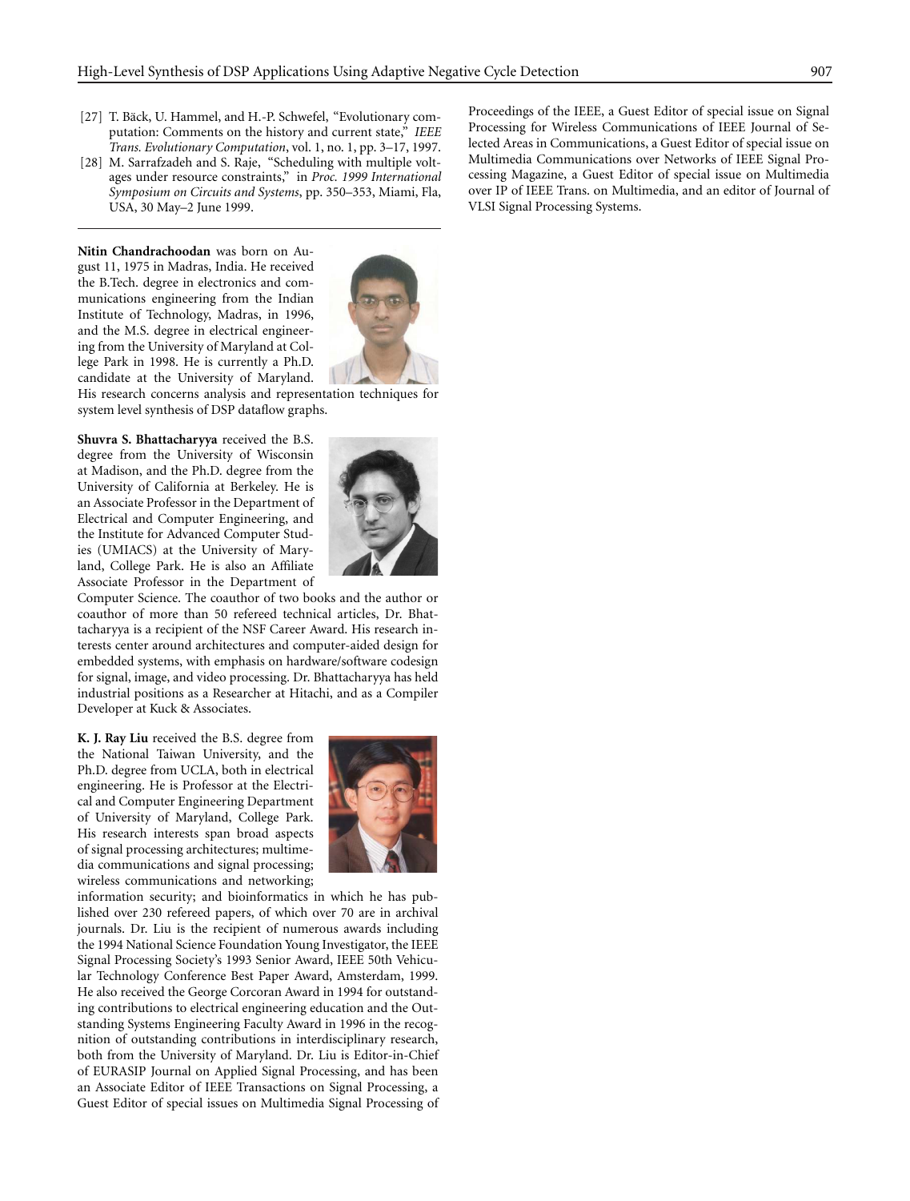[27] T. Bäck, U. Hammel, and H.-P. Schwefel, "Evolutionary computation: Comments on the history and current state," *IEEE Trans. Evolutionary Computation*, vol. 1, no. 1, pp. 3–17, 1997.

[28] M. Sarrafzadeh and S. Raje, "Scheduling with multiple voltages under resource constraints," in *Proc. 1999 International Symposium on Circuits and Systems*, pp. 350–353, Miami, Fla, USA, 30 May–2 June 1999.

---

**Nitin Chandrachoodan** was born on August 11, 1975 in Madras, India. He received the B.Tech. degree in electronics and communications engineering from the Indian Institute of Technology, Madras, in 1996, and the M.S. degree in electrical engineering from the University of Maryland at College Park in 1998. He is currently a Ph.D. candidate at the University of Maryland. His research concerns analysis and representation techniques for system level synthesis of DSP dataflow graphs.

**Shuvra S. Bhattacharyya** received the B.S. degree from the University of Wisconsin at Madison, and the Ph.D. degree from the University of California at Berkeley. He is an Associate Professor in the Department of Electrical and Computer Engineering, and the Institute for Advanced Computer Studies (UMIACS) at the University of Maryland, College Park. He is also an Affiliate Associate Professor in the Department of Computer Science. The coauthor of two books and the author or coauthor of more than 50 refereed technical articles, Dr. Bhattacharyya is a recipient of the NSF Career Award. His research interests center around architectures and computer-aided design for embedded systems, with emphasis on hardware/software codesign for signal, image, and video processing. Dr. Bhattacharyya has held industrial positions as a Researcher at Hitachi, and as a Compiler Developer at Kuck & Associates.

**K. J. Ray Liu** received the B.S. degree from the National Taiwan University, and the Ph.D. degree from UCLA, both in electrical engineering. He is Professor at the Electrical and Computer Engineering Department of University of Maryland, College Park. His research interests span broad aspects of signal processing architectures; multimedia communications and signal processing; wireless communications and networking; information security; and bioinformatics in which he has published over 230 refereed papers, of which over 70 are in archival journals. Dr. Liu is the recipient of numerous awards including the 1994 National Science Foundation Young Investigator, the IEEE Signal Processing Society's 1993 Senior Award, IEEE 50th Vehicular Technology Conference Best Paper Award, Amsterdam, 1999. He also received the George Corcoran Award in 1994 for outstanding contributions to electrical engineering education and the Outstanding Systems Engineering Faculty Award in 1996 in the recognition of outstanding contributions in interdisciplinary research, both from the University of Maryland. Dr. Liu is Editor-in-Chief of EURASIP Journal on Applied Signal Processing, and has been an Associate Editor of IEEE Transactions on Signal Processing, a Guest Editor of special issues on Multimedia Signal Processing of Proceedings of the IEEE, a Guest Editor of special issue on Signal Processing for Wireless Communications of IEEE Journal of Selected Areas in Communications, a Guest Editor of special issue on Multimedia Communications over Networks of IEEE Signal Processing Magazine, a Guest Editor of special issue on Multimedia over IP of IEEE Trans. on Multimedia, and an editor of Journal of VLSI Signal Processing Systems.